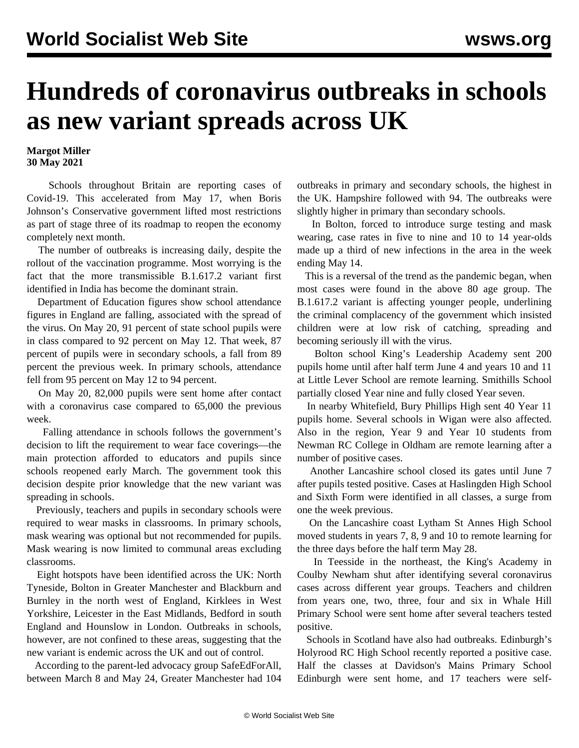# Hundreds of coronavirus outbreaks in schools as new variant spreads across UK

**Margot Miller**
**30 May 2021**

Schools throughout Britain are reporting cases of Covid-19. This accelerated from May 17, when Boris Johnson's Conservative government lifted most restrictions as part of stage three of its roadmap to reopen the economy completely next month.

The number of outbreaks is increasing daily, despite the rollout of the vaccination programme. Most worrying is the fact that the more transmissible B.1.617.2 variant first identified in India has become the dominant strain.

Department of Education figures show school attendance figures in England are falling, associated with the spread of the virus. On May 20, 91 percent of state school pupils were in class compared to 92 percent on May 12. That week, 87 percent of pupils were in secondary schools, a fall from 89 percent the previous week. In primary schools, attendance fell from 95 percent on May 12 to 94 percent.

On May 20, 82,000 pupils were sent home after contact with a coronavirus case compared to 65,000 the previous week.

Falling attendance in schools follows the government's decision to lift the requirement to wear face coverings—the main protection afforded to educators and pupils since schools reopened early March. The government took this decision despite prior knowledge that the new variant was spreading in schools.

Previously, teachers and pupils in secondary schools were required to wear masks in classrooms. In primary schools, mask wearing was optional but not recommended for pupils. Mask wearing is now limited to communal areas excluding classrooms.

Eight hotspots have been identified across the UK: North Tyneside, Bolton in Greater Manchester and Blackburn and Burnley in the north west of England, Kirklees in West Yorkshire, Leicester in the East Midlands, Bedford in south England and Hounslow in London. Outbreaks in schools, however, are not confined to these areas, suggesting that the new variant is endemic across the UK and out of control.

According to the parent-led advocacy group SafeEdForAll, between March 8 and May 24, Greater Manchester had 104 outbreaks in primary and secondary schools, the highest in the UK. Hampshire followed with 94. The outbreaks were slightly higher in primary than secondary schools.

In Bolton, forced to introduce surge testing and mask wearing, case rates in five to nine and 10 to 14 year-olds made up a third of new infections in the area in the week ending May 14.

This is a reversal of the trend as the pandemic began, when most cases were found in the above 80 age group. The B.1.617.2 variant is affecting younger people, underlining the criminal complacency of the government which insisted children were at low risk of catching, spreading and becoming seriously ill with the virus.

Bolton school King's Leadership Academy sent 200 pupils home until after half term June 4 and years 10 and 11 at Little Lever School are remote learning. Smithills School partially closed Year nine and fully closed Year seven.

In nearby Whitefield, Bury Phillips High sent 40 Year 11 pupils home. Several schools in Wigan were also affected. Also in the region, Year 9 and Year 10 students from Newman RC College in Oldham are remote learning after a number of positive cases.

Another Lancashire school closed its gates until June 7 after pupils tested positive. Cases at Haslingden High School and Sixth Form were identified in all classes, a surge from one the week previous.

On the Lancashire coast Lytham St Annes High School moved students in years 7, 8, 9 and 10 to remote learning for the three days before the half term May 28.

In Teesside in the northeast, the King's Academy in Coulby Newham shut after identifying several coronavirus cases across different year groups. Teachers and children from years one, two, three, four and six in Whale Hill Primary School were sent home after several teachers tested positive.

Schools in Scotland have also had outbreaks. Edinburgh's Holyrood RC High School recently reported a positive case. Half the classes at Davidson's Mains Primary School Edinburgh were sent home, and 17 teachers were self-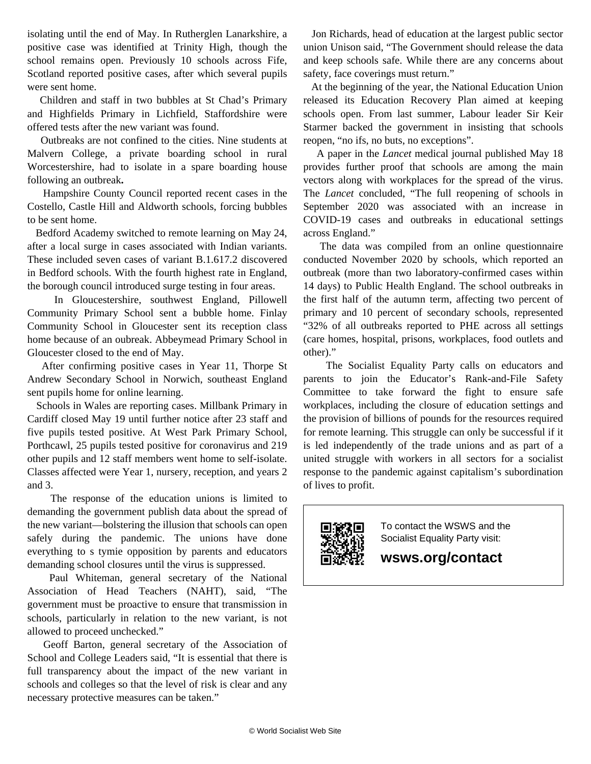isolating until the end of May. In Rutherglen Lanarkshire, a positive case was identified at Trinity High, though the school remains open. Previously 10 schools across Fife, Scotland reported positive cases, after which several pupils were sent home.

Children and staff in two bubbles at St Chad's Primary and Highfields Primary in Lichfield, Staffordshire were offered tests after the new variant was found.

Outbreaks are not confined to the cities. Nine students at Malvern College, a private boarding school in rural Worcestershire, had to isolate in a spare boarding house following an outbreak**.**

Hampshire County Council reported recent cases in the Costello, Castle Hill and Aldworth schools, forcing bubbles to be sent home.

Bedford Academy switched to remote learning on May 24, after a local surge in cases associated with Indian variants. These included seven cases of variant B.1.617.2 discovered in Bedford schools. With the fourth highest rate in England, the borough council introduced surge testing in four areas.

In Gloucestershire, southwest England, Pillowell Community Primary School sent a bubble home. Finlay Community School in Gloucester sent its reception class home because of an oubreak. Abbeymead Primary School in Gloucester closed to the end of May.

After confirming positive cases in Year 11, Thorpe St Andrew Secondary School in Norwich, southeast England sent pupils home for online learning.

Schools in Wales are reporting cases. Millbank Primary in Cardiff closed May 19 until further notice after 23 staff and five pupils tested positive. At West Park Primary School, Porthcawl, 25 pupils tested positive for coronavirus and 219 other pupils and 12 staff members went home to self-isolate. Classes affected were Year 1, nursery, reception, and years 2 and 3.

The response of the education unions is limited to demanding the government publish data about the spread of the new variant—bolstering the illusion that schools can open safely during the pandemic. The unions have done everything to s tymie opposition by parents and educators demanding school closures until the virus is suppressed.

Paul Whiteman, general secretary of the National Association of Head Teachers (NAHT), said, "The government must be proactive to ensure that transmission in schools, particularly in relation to the new variant, is not allowed to proceed unchecked."

Geoff Barton, general secretary of the Association of School and College Leaders said, "It is essential that there is full transparency about the impact of the new variant in schools and colleges so that the level of risk is clear and any necessary protective measures can be taken."

Jon Richards, head of education at the largest public sector union Unison said, "The Government should release the data and keep schools safe. While there are any concerns about safety, face coverings must return."

At the beginning of the year, the National Education Union released its Education Recovery Plan aimed at keeping schools open. From last summer, Labour leader Sir Keir Starmer backed the government in insisting that schools reopen, "no ifs, no buts, no exceptions".

A paper in the *Lancet* medical journal published May 18 provides further proof that schools are among the main vectors along with workplaces for the spread of the virus. The *Lancet* concluded, "The full reopening of schools in September 2020 was associated with an increase in COVID-19 cases and outbreaks in educational settings across England."

The data was compiled from an online questionnaire conducted November 2020 by schools, which reported an outbreak (more than two laboratory-confirmed cases within 14 days) to Public Health England. The school outbreaks in the first half of the autumn term, affecting two percent of primary and 10 percent of secondary schools, represented "32% of all outbreaks reported to PHE across all settings (care homes, hospital, prisons, workplaces, food outlets and other)."

The Socialist Equality Party calls on educators and parents to join the Educator's Rank-and-File Safety Committee to take forward the fight to ensure safe workplaces, including the closure of education settings and the provision of billions of pounds for the resources required for remote learning. This struggle can only be successful if it is led independently of the trade unions and as part of a united struggle with workers in all sectors for a socialist response to the pandemic against capitalism's subordination of lives to profit.

To contact the WSWS and the Socialist Equality Party visit:

**wsws.org/contact**